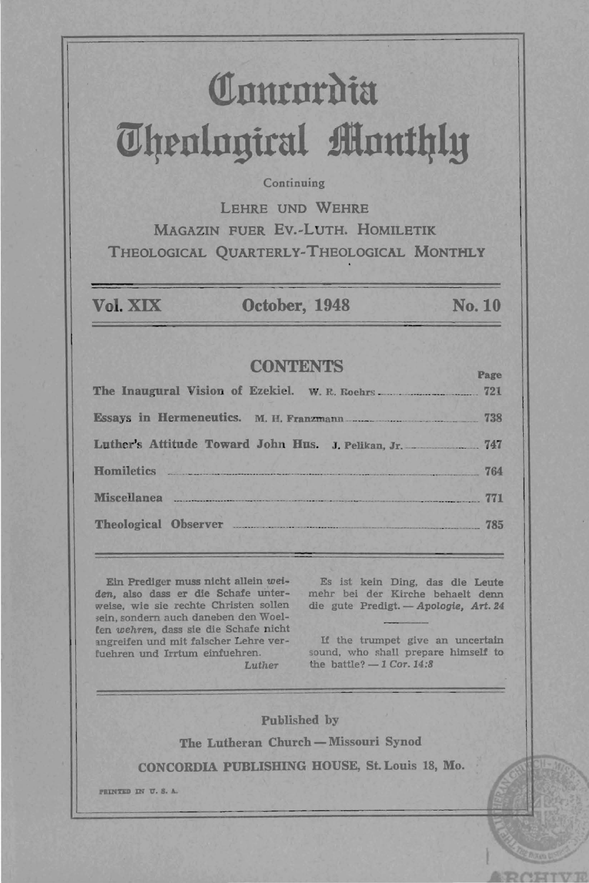# Concordia Theological Monthly

Continuing

LEHRE UND WEHRE
MAGAZIN FUER EV.-LUTH. HOMILETIK
THEOLOGICAL QUARTERLY-THEOLOGICAL MONTHLY

**Vol. XIX** **October, 1948** **No. 10**

## CONTENTS

| | Page |
|---|---|
| **The Inaugural Vision of Ezekiel.** W. R. Roehrs | 721 |
| **Essays in Hermeneutics.** M. H. Franzmann | 738 |
| **Luther's Attitude Toward John Hus.** J. Pelikan, Jr. | 747 |
| **Homiletics** | 764 |
| **Miscellanea** | 771 |
| **Theological Observer** | 785 |

Ein Prediger muss nicht allein *weiden*, also dass er die Schafe unterweise, wie sie rechte Christen sollen sein, sondern auch daneben den Woelfen *wehren*, dass sie die Schafe nicht angreifen und mit falscher Lehre verfuehren und Irrtum einfuehren.
*Luther*

Es ist kein Ding, das die Leute mehr bei der Kirche behaelt denn die gute Predigt. — *Apologie, Art. 24*

If the trumpet give an uncertain sound, who shall prepare himself to the battle? — *1 Cor. 14:8*

Published by
The Lutheran Church — Missouri Synod
CONCORDIA PUBLISHING HOUSE, St. Louis 18, Mo.

PRINTED IN U. S. A.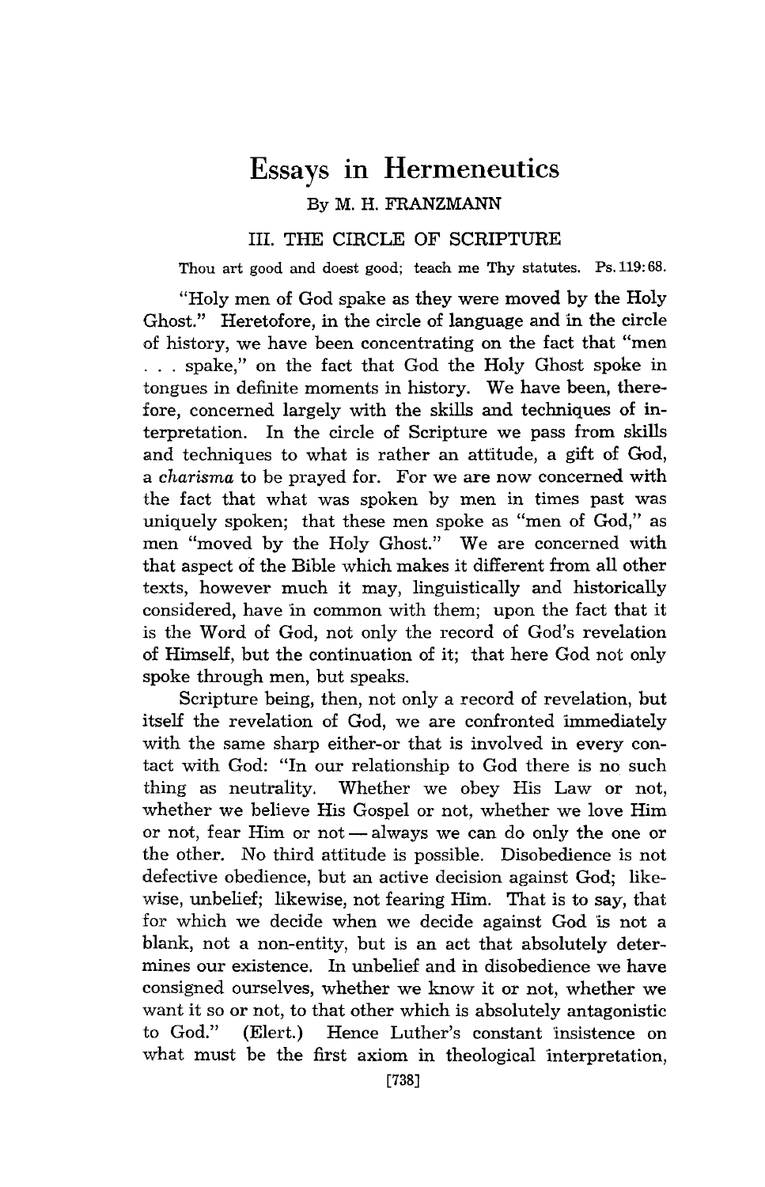# Essays in Hermeneutics

By M. H. FRANZMANN

## III. THE CIRCLE OF SCRIPTURE

Thou art good and doest good; teach me Thy statutes. Ps. 119:68.

"Holy men of God spake as they were moved by the Holy Ghost." Heretofore, in the circle of language and in the circle of history, we have been concentrating on the fact that "men . . . spake," on the fact that God the Holy Ghost spoke in tongues in definite moments in history. We have been, therefore, concerned largely with the skills and techniques of interpretation. In the circle of Scripture we pass from skills and techniques to what is rather an attitude, a gift of God, a *charisma* to be prayed for. For we are now concerned with the fact that what was spoken by men in times past was uniquely spoken; that these men spoke as "men of God," as men "moved by the Holy Ghost." We are concerned with that aspect of the Bible which makes it different from all other texts, however much it may, linguistically and historically considered, have in common with them; upon the fact that it is the Word of God, not only the record of God's revelation of Himself, but the continuation of it; that here God not only spoke through men, but speaks.

Scripture being, then, not only a record of revelation, but itself the revelation of God, we are confronted immediately with the same sharp either-or that is involved in every contact with God: "In our relationship to God there is no such thing as neutrality. Whether we obey His Law or not, whether we believe His Gospel or not, whether we love Him or not, fear Him or not — always we can do only the one or the other. No third attitude is possible. Disobedience is not defective obedience, but an active decision against God; likewise, unbelief; likewise, not fearing Him. That is to say, that for which we decide when we decide against God is not a blank, not a non-entity, but is an act that absolutely determines our existence. In unbelief and in disobedience we have consigned ourselves, whether we know it or not, whether we want it so or not, to that other which is absolutely antagonistic to God." (Elert.) Hence Luther's constant insistence on what must be the first axiom in theological interpretation,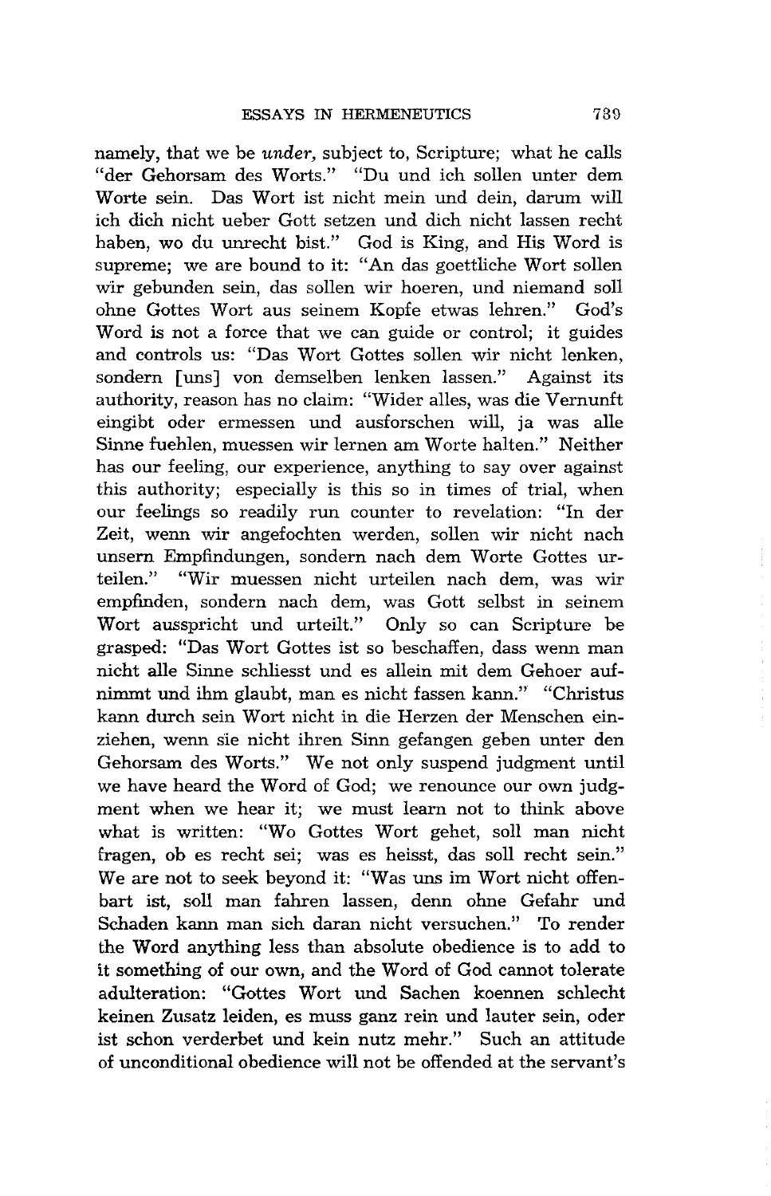namely, that we be *under*, subject to, Scripture; what he calls "der Gehorsam des Worts." "Du und ich sollen unter dem Worte sein. Das Wort ist nicht mein und dein, darum will ich dich nicht ueber Gott setzen und dich nicht lassen recht haben, wo du unrecht bist." God is King, and His Word is supreme; we are bound to it: "An das goettliche Wort sollen wir gebunden sein, das sollen wir hoeren, und niemand soll ohne Gottes Wort aus seinem Kopfe etwas lehren." God's Word is not a force that we can guide or control; it guides and controls us: "Das Wort Gottes sollen wir nicht lenken, sondern [uns] von demselben lenken lassen." Against its authority, reason has no claim: "Wider alles, was die Vernunft eingibt oder ermessen und ausforschen will, ja was alle Sinne fuehlen, muessen wir lernen am Worte halten." Neither has our feeling, our experience, anything to say over against this authority; especially is this so in times of trial, when our feelings so readily run counter to revelation: "In der Zeit, wenn wir angefochten werden, sollen wir nicht nach unsern Empfindungen, sondern nach dem Worte Gottes urteilen." "Wir muessen nicht urteilen nach dem, was wir empfinden, sondern nach dem, was Gott selbst in seinem Wort ausspricht und urteilt." Only so can Scripture be grasped: "Das Wort Gottes ist so beschaffen, dass wenn man nicht alle Sinne schliesst und es allein mit dem Gehoer aufnimmt und ihm glaubt, man es nicht fassen kann." "Christus kann durch sein Wort nicht in die Herzen der Menschen einziehen, wenn sie nicht ihren Sinn gefangen geben unter den Gehorsam des Worts." We not only suspend judgment until we have heard the Word of God; we renounce our own judgment when we hear it; we must learn not to think above what is written: "Wo Gottes Wort gehet, soll man nicht fragen, ob es recht sei; was es heisst, das soll recht sein." We are not to seek beyond it: "Was uns im Wort nicht offenbart ist, soll man fahren lassen, denn ohne Gefahr und Schaden kann man sich daran nicht versuchen." To render the Word anything less than absolute obedience is to add to it something of our own, and the Word of God cannot tolerate adulteration: "Gottes Wort und Sachen koennen schlecht keinen Zusatz leiden, es muss ganz rein und lauter sein, oder ist schon verderbet und kein nutz mehr." Such an attitude of unconditional obedience will not be offended at the servant's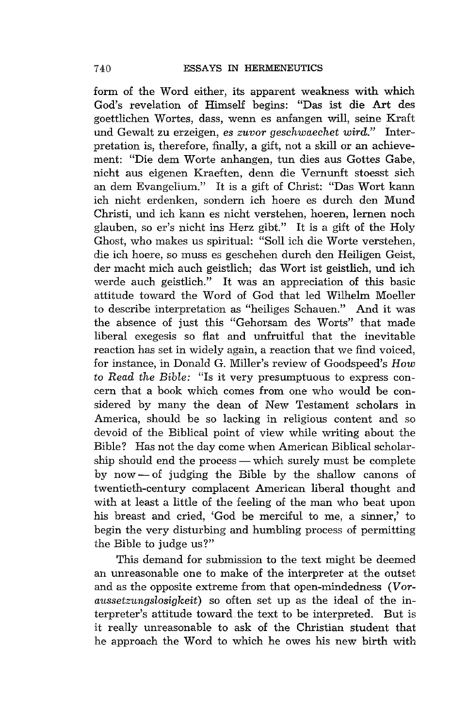form of the Word either, its apparent weakness with which God's revelation of Himself begins: "Das ist die Art des goettlichen Wortes, dass, wenn es anfangen will, seine Kraft und Gewalt zu erzeigen, *es zuvor geschwaechet wird.*" Interpretation is, therefore, finally, a gift, not a skill or an achievement: "Die dem Worte anhangen, tun dies aus Gottes Gabe, nicht aus eigenen Kraeften, denn die Vernunft stoesst sich an dem Evangelium." It is a gift of Christ: "Das Wort kann ich nicht erdenken, sondern ich hoere es durch den Mund Christi, und ich kann es nicht verstehen, hoeren, lernen noch glauben, so er's nicht ins Herz gibt." It is a gift of the Holy Ghost, who makes us spiritual: "Soll ich die Worte verstehen, die ich hoere, so muss es geschehen durch den Heiligen Geist, der macht mich auch geistlich; das Wort ist geistlich, und ich werde auch geistlich." It was an appreciation of this basic attitude toward the Word of God that led Wilhelm Moeller to describe interpretation as "heiliges Schauen." And it was the absence of just this "Gehorsam des Worts" that made liberal exegesis so flat and unfruitful that the inevitable reaction has set in widely again, a reaction that we find voiced, for instance, in Donald G. Miller's review of Goodspeed's *How to Read the Bible:* "Is it very presumptuous to express concern that a book which comes from one who would be considered by many the dean of New Testament scholars in America, should be so lacking in religious content and so devoid of the Biblical point of view while writing about the Bible? Has not the day come when American Biblical scholarship should end the process — which surely must be complete by now — of judging the Bible by the shallow canons of twentieth-century complacent American liberal thought and with at least a little of the feeling of the man who beat upon his breast and cried, 'God be merciful to me, a sinner,' to begin the very disturbing and humbling process of permitting the Bible to judge us?"

This demand for submission to the text might be deemed an unreasonable one to make of the interpreter at the outset and as the opposite extreme from that open-mindedness (*Voraussetzungslosigkeit*) so often set up as the ideal of the interpreter's attitude toward the text to be interpreted. But is it really unreasonable to ask of the Christian student that he approach the Word to which he owes his new birth with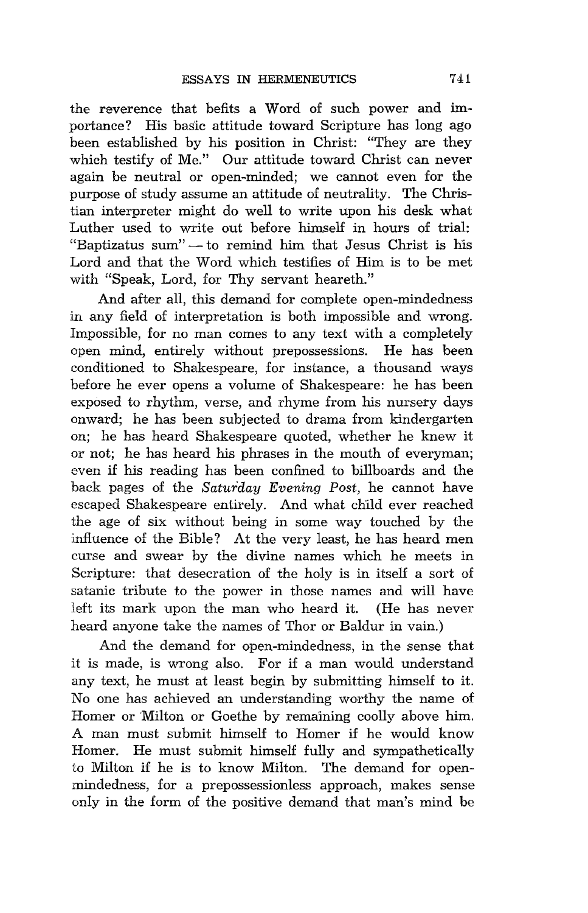the reverence that befits a Word of such power and importance? His basic attitude toward Scripture has long ago been established by his position in Christ: "They are they which testify of Me." Our attitude toward Christ can never again be neutral or open-minded; we cannot even for the purpose of study assume an attitude of neutrality. The Christian interpreter might do well to write upon his desk what Luther used to write out before himself in hours of trial: "Baptizatus sum" — to remind him that Jesus Christ is his Lord and that the Word which testifies of Him is to be met with "Speak, Lord, for Thy servant heareth."

And after all, this demand for complete open-mindedness in any field of interpretation is both impossible and wrong. Impossible, for no man comes to any text with a completely open mind, entirely without prepossessions. He has been conditioned to Shakespeare, for instance, a thousand ways before he ever opens a volume of Shakespeare: he has been exposed to rhythm, verse, and rhyme from his nursery days onward; he has been subjected to drama from kindergarten on; he has heard Shakespeare quoted, whether he knew it or not; he has heard his phrases in the mouth of everyman; even if his reading has been confined to billboards and the back pages of the *Saturday Evening Post,* he cannot have escaped Shakespeare entirely. And what child ever reached the age of six without being in some way touched by the influence of the Bible? At the very least, he has heard men curse and swear by the divine names which he meets in Scripture: that desecration of the holy is in itself a sort of satanic tribute to the power in those names and will have left its mark upon the man who heard it. (He has never heard anyone take the names of Thor or Baldur in vain.)

And the demand for open-mindedness, in the sense that it is made, is wrong also. For if a man would understand any text, he must at least begin by submitting himself to it. No one has achieved an understanding worthy the name of Homer or Milton or Goethe by remaining coolly above him. A man must submit himself to Homer if he would know Homer. He must submit himself fully and sympathetically to Milton if he is to know Milton. The demand for open-mindedness, for a prepossessionless approach, makes sense only in the form of the positive demand that man's mind be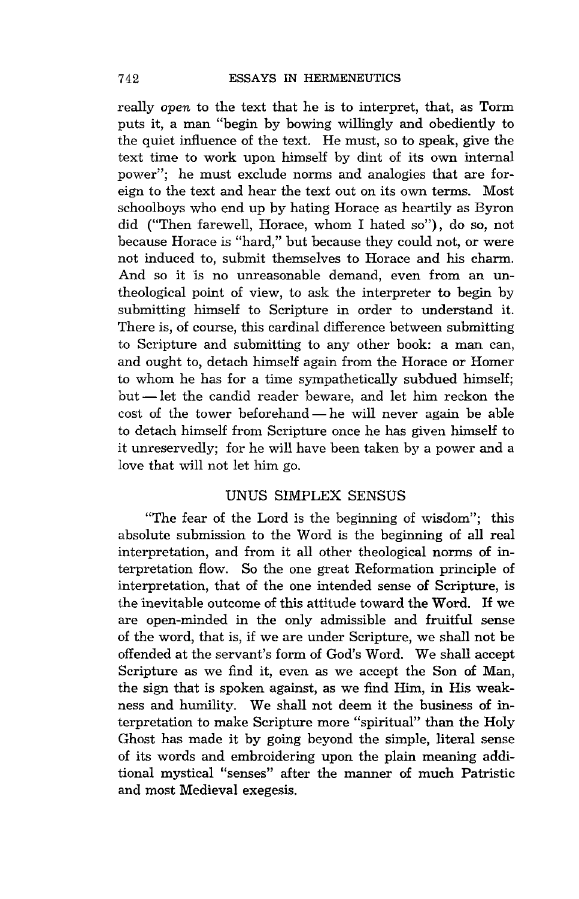really *open* to the text that he is to interpret, that, as Torm puts it, a man "begin by bowing willingly and obediently to the quiet influence of the text. He must, so to speak, give the text time to work upon himself by dint of its own internal power"; he must exclude norms and analogies that are foreign to the text and hear the text out on its own terms. Most schoolboys who end up by hating Horace as heartily as Byron did ("Then farewell, Horace, whom I hated so"), do so, not because Horace is "hard," but because they could not, or were not induced to, submit themselves to Horace and his charm. And so it is no unreasonable demand, even from an untheological point of view, to ask the interpreter to begin by submitting himself to Scripture in order to understand it. There is, of course, this cardinal difference between submitting to Scripture and submitting to any other book: a man can, and ought to, detach himself again from the Horace or Homer to whom he has for a time sympathetically subdued himself; but — let the candid reader beware, and let him reckon the cost of the tower beforehand — he will never again be able to detach himself from Scripture once he has given himself to it unreservedly; for he will have been taken by a power and a love that will not let him go.

## UNUS SIMPLEX SENSUS

"The fear of the Lord is the beginning of wisdom"; this absolute submission to the Word is the beginning of all real interpretation, and from it all other theological norms of interpretation flow. So the one great Reformation principle of interpretation, that of the one intended sense of Scripture, is the inevitable outcome of this attitude toward the Word. If we are open-minded in the only admissible and fruitful sense of the word, that is, if we are under Scripture, we shall not be offended at the servant's form of God's Word. We shall accept Scripture as we find it, even as we accept the Son of Man, the sign that is spoken against, as we find Him, in His weakness and humility. We shall not deem it the business of interpretation to make Scripture more "spiritual" than the Holy Ghost has made it by going beyond the simple, literal sense of its words and embroidering upon the plain meaning additional mystical "senses" after the manner of much Patristic and most Medieval exegesis.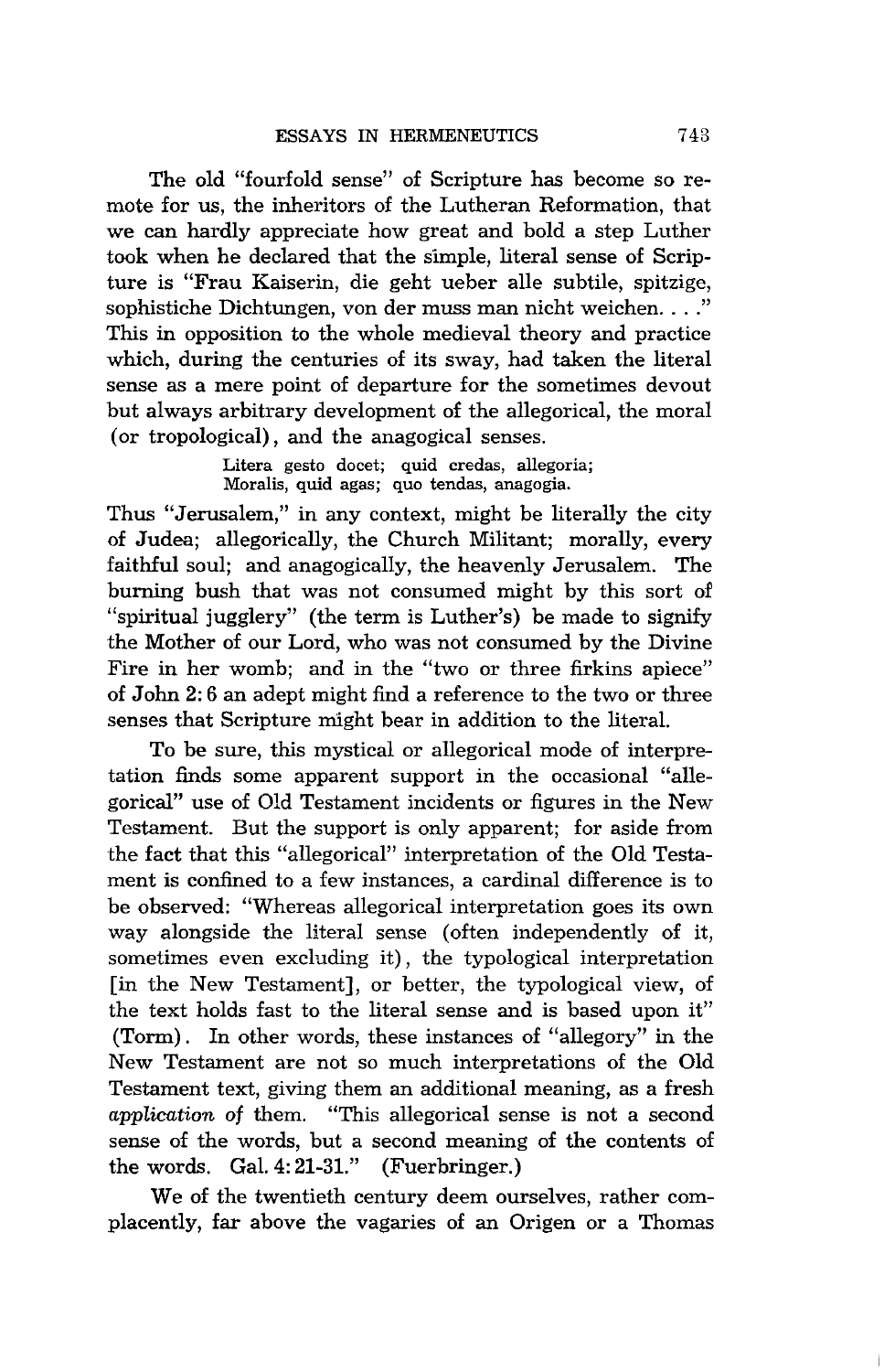The old "fourfold sense" of Scripture has become so remote for us, the inheritors of the Lutheran Reformation, that we can hardly appreciate how great and bold a step Luther took when he declared that the simple, literal sense of Scripture is "Frau Kaiserin, die geht ueber alle subtile, spitzige, sophistiche Dichtungen, von der muss man nicht weichen. . . ." This in opposition to the whole medieval theory and practice which, during the centuries of its sway, had taken the literal sense as a mere point of departure for the sometimes devout but always arbitrary development of the allegorical, the moral (or tropological), and the anagogical senses.

> Litera gesto docet; quid credas, allegoria;
> Moralis, quid agas; quo tendas, anagogia.

Thus "Jerusalem," in any context, might be literally the city of Judea; allegorically, the Church Militant; morally, every faithful soul; and anagogically, the heavenly Jerusalem. The burning bush that was not consumed might by this sort of "spiritual jugglery" (the term is Luther's) be made to signify the Mother of our Lord, who was not consumed by the Divine Fire in her womb; and in the "two or three firkins apiece" of John 2:6 an adept might find a reference to the two or three senses that Scripture might bear in addition to the literal.

To be sure, this mystical or allegorical mode of interpretation finds some apparent support in the occasional "allegorical" use of Old Testament incidents or figures in the New Testament. But the support is only apparent; for aside from the fact that this "allegorical" interpretation of the Old Testament is confined to a few instances, a cardinal difference is to be observed: "Whereas allegorical interpretation goes its own way alongside the literal sense (often independently of it, sometimes even excluding it), the typological interpretation [in the New Testament], or better, the typological view, of the text holds fast to the literal sense and is based upon it" (Torm). In other words, these instances of "allegory" in the New Testament are not so much interpretations of the Old Testament text, giving them an additional meaning, as a fresh *application* of them. "This allegorical sense is not a second sense of the words, but a second meaning of the contents of the words. Gal. 4:21-31." (Fuerbringer.)

We of the twentieth century deem ourselves, rather complacently, far above the vagaries of an Origen or a Thomas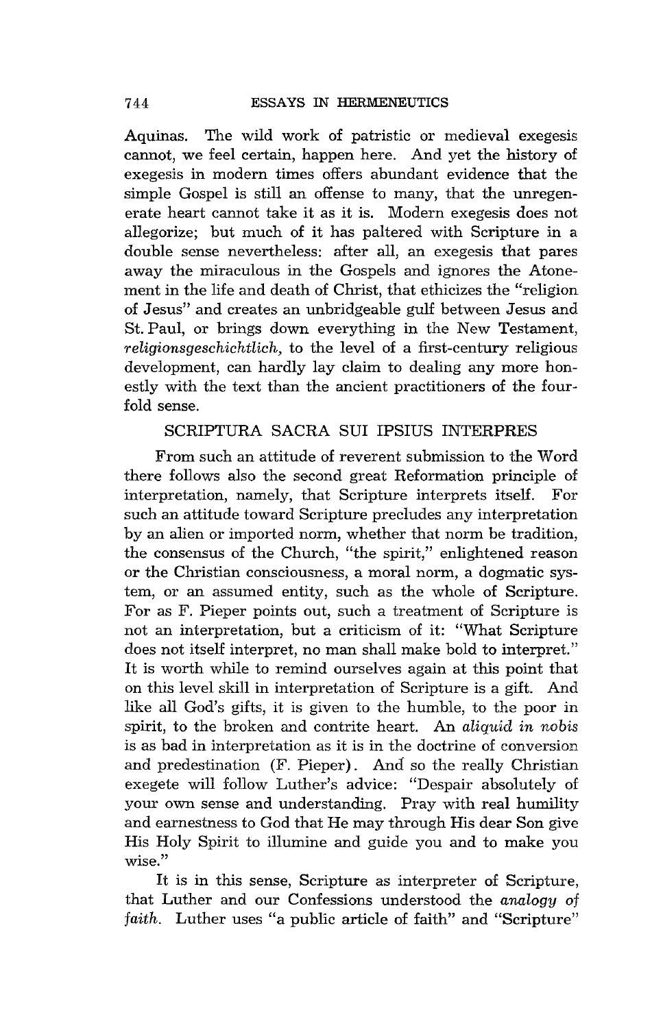Aquinas. The wild work of patristic or medieval exegesis cannot, we feel certain, happen here. And yet the history of exegesis in modern times offers abundant evidence that the simple Gospel is still an offense to many, that the unregenerate heart cannot take it as it is. Modern exegesis does not allegorize; but much of it has paltered with Scripture in a double sense nevertheless: after all, an exegesis that pares away the miraculous in the Gospels and ignores the Atonement in the life and death of Christ, that ethicizes the "religion of Jesus" and creates an unbridgeable gulf between Jesus and St. Paul, or brings down everything in the New Testament, *religionsgeschichtlich,* to the level of a first-century religious development, can hardly lay claim to dealing any more honestly with the text than the ancient practitioners of the fourfold sense.

## SCRIPTURA SACRA SUI IPSIUS INTERPRES

From such an attitude of reverent submission to the Word there follows also the second great Reformation principle of interpretation, namely, that Scripture interprets itself. For such an attitude toward Scripture precludes any interpretation by an alien or imported norm, whether that norm be tradition, the consensus of the Church, "the spirit," enlightened reason or the Christian consciousness, a moral norm, a dogmatic system, or an assumed entity, such as the whole of Scripture. For as F. Pieper points out, such a treatment of Scripture is not an interpretation, but a criticism of it: "What Scripture does not itself interpret, no man shall make bold to interpret." It is worth while to remind ourselves again at this point that on this level skill in interpretation of Scripture is a gift. And like all God's gifts, it is given to the humble, to the poor in spirit, to the broken and contrite heart. An *aliquid in nobis* is as bad in interpretation as it is in the doctrine of conversion and predestination (F. Pieper). And so the really Christian exegete will follow Luther's advice: "Despair absolutely of your own sense and understanding. Pray with real humility and earnestness to God that He may through His dear Son give His Holy Spirit to illumine and guide you and to make you wise."

It is in this sense, Scripture as interpreter of Scripture, that Luther and our Confessions understood the *analogy of faith.* Luther uses "a public article of faith" and "Scripture"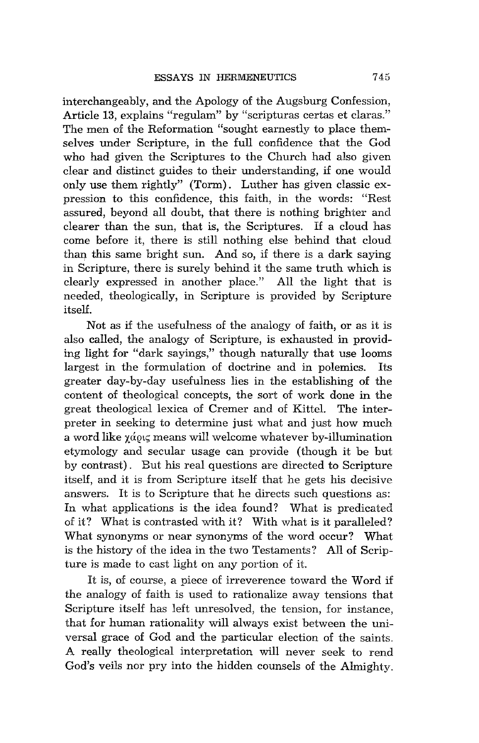interchangeably, and the Apology of the Augsburg Confession, Article 13, explains "regulam" by "scripturas certas et claras." The men of the Reformation "sought earnestly to place themselves under Scripture, in the full confidence that the God who had given the Scriptures to the Church had also given clear and distinct guides to their understanding, if one would only use them rightly" (Torm). Luther has given classic expression to this confidence, this faith, in the words: "Rest assured, beyond all doubt, that there is nothing brighter and clearer than the sun, that is, the Scriptures. If a cloud has come before it, there is still nothing else behind that cloud than this same bright sun. And so, if there is a dark saying in Scripture, there is surely behind it the same truth which is clearly expressed in another place." All the light that is needed, theologically, in Scripture is provided by Scripture itself.

Not as if the usefulness of the analogy of faith, or as it is also called, the analogy of Scripture, is exhausted in providing light for "dark sayings," though naturally that use looms largest in the formulation of doctrine and in polemics. Its greater day-by-day usefulness lies in the establishing of the content of theological concepts, the sort of work done in the great theological lexica of Cremer and of Kittel. The interpreter in seeking to determine just what and just how much a word like χάρις means will welcome whatever by-illumination etymology and secular usage can provide (though it be but by contrast). But his real questions are directed to Scripture itself, and it is from Scripture itself that he gets his decisive answers. It is to Scripture that he directs such questions as: In what applications is the idea found? What is predicated of it? What is contrasted with it? With what is it paralleled? What synonyms or near synonyms of the word occur? What is the history of the idea in the two Testaments? All of Scripture is made to cast light on any portion of it.

It is, of course, a piece of irreverence toward the Word if the analogy of faith is used to rationalize away tensions that Scripture itself has left unresolved, the tension, for instance, that for human rationality will always exist between the universal grace of God and the particular election of the saints. A really theological interpretation will never seek to rend God's veils nor pry into the hidden counsels of the Almighty.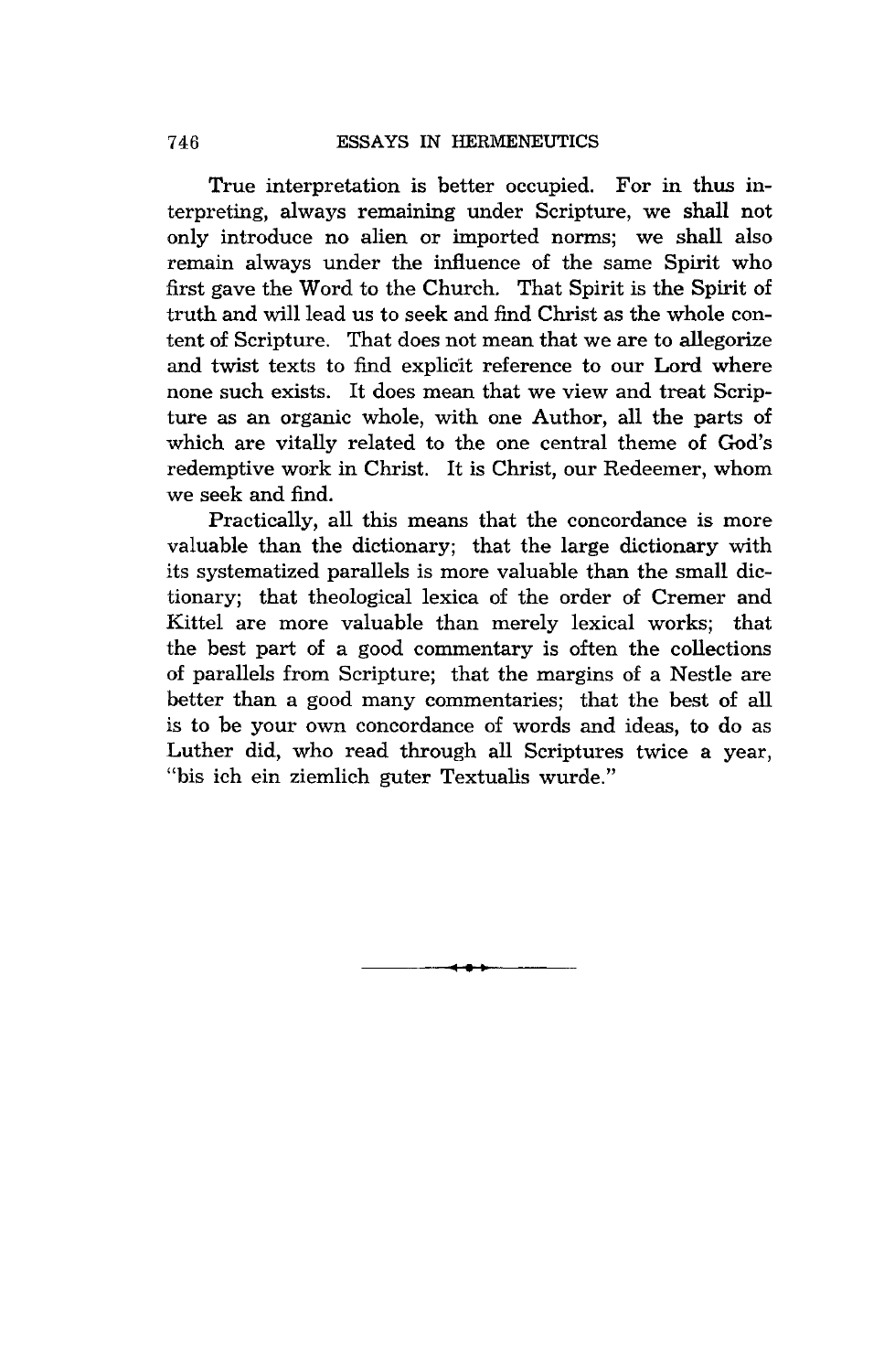True interpretation is better occupied. For in thus interpreting, always remaining under Scripture, we shall not only introduce no alien or imported norms; we shall also remain always under the influence of the same Spirit who first gave the Word to the Church. That Spirit is the Spirit of truth and will lead us to seek and find Christ as the whole content of Scripture. That does not mean that we are to allegorize and twist texts to find explicit reference to our Lord where none such exists. It does mean that we view and treat Scripture as an organic whole, with one Author, all the parts of which are vitally related to the one central theme of God's redemptive work in Christ. It is Christ, our Redeemer, whom we seek and find.

Practically, all this means that the concordance is more valuable than the dictionary; that the large dictionary with its systematized parallels is more valuable than the small dictionary; that theological lexica of the order of Cremer and Kittel are more valuable than merely lexical works; that the best part of a good commentary is often the collections of parallels from Scripture; that the margins of a Nestle are better than a good many commentaries; that the best of all is to be your own concordance of words and ideas, to do as Luther did, who read through all Scriptures twice a year, "bis ich ein ziemlich guter Textualis wurde."